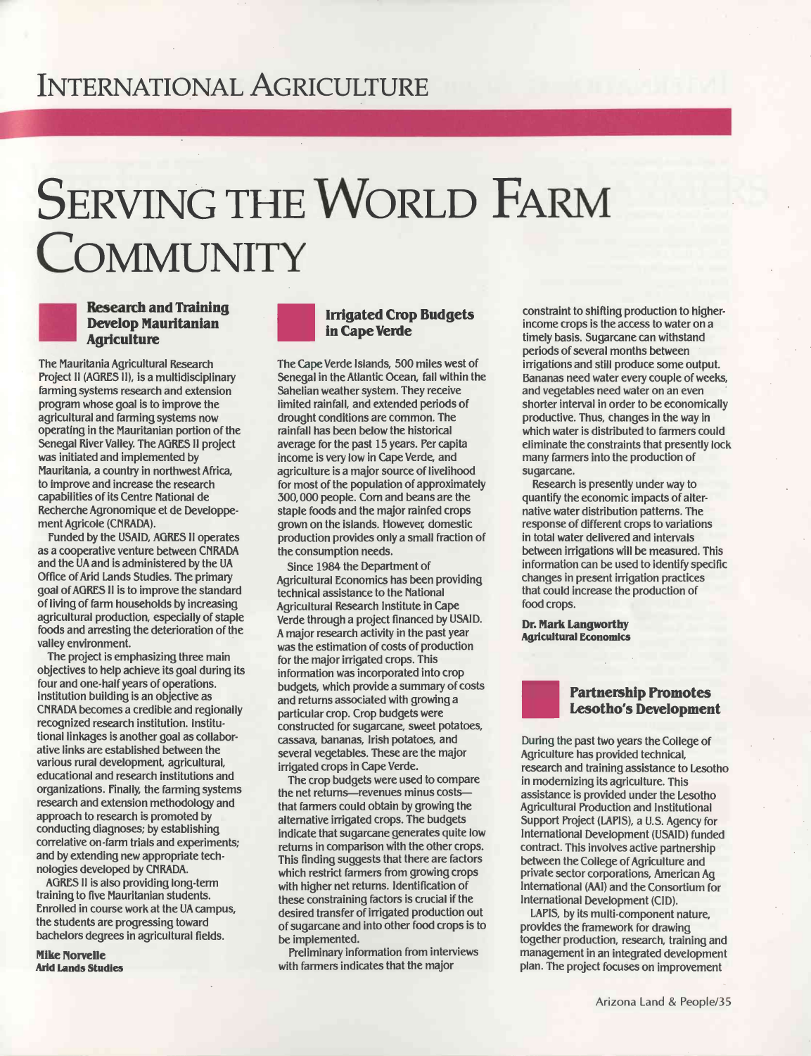# International Agriculture

# Serving the World Farm Community

## Research and Training Develop Mauritanian Agriculture

The Mauritania Agricultural Research Project II (AGRES II), is a multidisciplinary farming systems research and extension program whose goal is to improve the agricultural and farming systems now operating in the Mauritanian portion of the Senegal River Valley. The AGRES II project was initiated and implemented by Mauritania, a country in northwest Africa, to improve and increase the research capabilities of its Centre National de Recherche Agronomique et de Developpement Agricole (CNRADA).

Funded by the USAID, AGRES II operates as a cooperative venture between CNRADA and the UA and is administered by the UA Office of Arid Lands Studies. The primary goal of AGRES II is to improve the standard of living of farm households by increasing agricultural production, especially of staple foods and arresting the deterioration of the valley environment.

The project is emphasizing three main objectives to help achieve its goal during its four and one-half years of operations. Institution building is an objective as CNRADA becomes a credible and regionally recognized research institution. Institutional linkages is another goal as collaborative links are established between the various rural development, agricultural, educational and research institutions and organizations. Finally, the farming systems research and extension methodology and approach to research is promoted by conducting diagnoses; by establishing correlative on-farm trials and experiments; and by extending new appropriate technologies developed by CNRADA.

AGRES II is also providing long-term training to five Mauritanian students. Enrolled in course work at the UA campus, the students are progressing toward bachelors degrees in agricultural fields.

**Mike Norvelle**
**Arid Lands Studies**

## Irrigated Crop Budgets in Cape Verde

The Cape Verde Islands, 500 miles west of Senegal in the Atlantic Ocean, fall within the Sahelian weather system. They receive limited rainfall, and extended periods of drought conditions are common. The rainfall has been below the historical average for the past 15 years. Per capita income is very low in Cape Verde, and agriculture is a major source of livelihood for most of the population of approximately 300,000 people. Corn and beans are the staple foods and the major rainfed crops grown on the islands. However, domestic production provides only a small fraction of the consumption needs.

Since 1984 the Department of Agricultural Economics has been providing technical assistance to the National Agricultural Research Institute in Cape Verde through a project financed by USAID. A major research activity in the past year was the estimation of costs of production for the major irrigated crops. This information was incorporated into crop budgets, which provide a summary of costs and returns associated with growing a particular crop. Crop budgets were constructed for sugarcane, sweet potatoes, cassava, bananas, Irish potatoes, and several vegetables. These are the major irrigated crops in Cape Verde.

The crop budgets were used to compare the net returns—revenues minus costs—that farmers could obtain by growing the alternative irrigated crops. The budgets indicate that sugarcane generates quite low returns in comparison with the other crops. This finding suggests that there are factors which restrict farmers from growing crops with higher net returns. Identification of these constraining factors is crucial if the desired transfer of irrigated production out of sugarcane and into other food crops is to be implemented.

Preliminary information from interviews with farmers indicates that the major constraint to shifting production to higher-income crops is the access to water on a timely basis. Sugarcane can withstand periods of several months between irrigations and still produce some output. Bananas need water every couple of weeks, and vegetables need water on an even shorter interval in order to be economically productive. Thus, changes in the way in which water is distributed to farmers could eliminate the constraints that presently lock many farmers into the production of sugarcane.

Research is presently under way to quantify the economic impacts of alternative water distribution patterns. The response of different crops to variations in total water delivered and intervals between irrigations will be measured. This information can be used to identify specific changes in present irrigation practices that could increase the production of food crops.

**Dr. Mark Langworthy**
**Agricultural Economics**

## Partnership Promotes Lesotho's Development

During the past two years the College of Agriculture has provided technical, research and training assistance to Lesotho in modernizing its agriculture. This assistance is provided under the Lesotho Agricultural Production and Institutional Support Project (LAPIS), a U.S. Agency for International Development (USAID) funded contract. This involves active partnership between the College of Agriculture and private sector corporations, American Ag International (AAI) and the Consortium for International Development (CID).

LAPIS, by its multi-component nature, provides the framework for drawing together production, research, training and management in an integrated development plan. The project focuses on improvement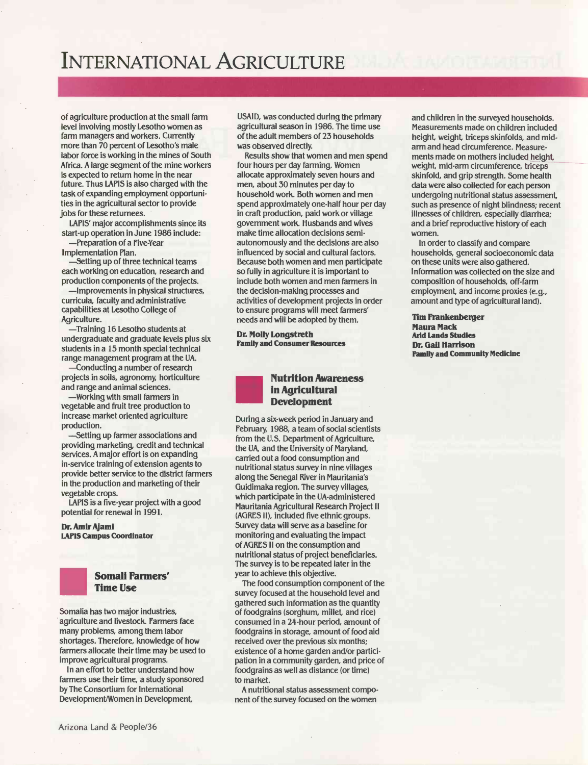# INTERNATIONAL AGRICULTURE

of agriculture production at the small farm level involving mostly Lesotho women as farm managers and workers. Currently more than 70 percent of Lesotho's male labor force is working in the mines of South Africa. A large segment of the mine workers is expected to return home in the near future. Thus LAPIS is also charged with the task of expanding employment opportunities in the agricultural sector to provide jobs for these returnees.

LAPIS' major accomplishments since its start-up operation in June 1986 include:

—Preparation of a Five-Year Implementation Plan.

—Setting up of three technical teams each working on education, research and production components of the projects.

—Improvements in physical structures, curricula, faculty and administrative capabilities at Lesotho College of Agriculture.

—Training 16 Lesotho students at undergraduate and graduate levels plus six students in a 15 month special technical range management program at the UA.

—Conducting a number of research projects in soils, agronomy, horticulture and range and animal sciences.

—Working with small farmers in vegetable and fruit tree production to increase market oriented agriculture production.

—Setting up farmer associations and providing marketing, credit and technical services. A major effort is on expanding in-service training of extension agents to provide better service to the district farmers in the production and marketing of their vegetable crops.

LAPIS is a five-year project with a good potential for renewal in 1991.

**Dr. Amir Ajami**
**LAPIS Campus Coordinator**

## Somali Farmers' Time Use

Somalia has two major industries, agriculture and livestock. Farmers face many problems, among them labor shortages. Therefore, knowledge of how farmers allocate their time may be used to improve agricultural programs.

In an effort to better understand how farmers use their time, a study sponsored by The Consortium for International Development/Women in Development, USAID, was conducted during the primary agricultural season in 1986. The time use of the adult members of 23 households was observed directly.

Results show that women and men spend four hours per day farming. Women allocate approximately seven hours and men, about 30 minutes per day to household work. Both women and men spend approximately one-half hour per day in craft production, paid work or village government work. Husbands and wives make time allocation decisions semi-autonomously and the decisions are also influenced by social and cultural factors. Because both women and men participate so fully in agriculture it is important to include both women and men farmers in the decision-making processes and activities of development projects in order to ensure programs will meet farmers' needs and will be adopted by them.

**Dr. Molly Longstreth**
**Family and Consumer Resources**

## Nutrition Awareness in Agricultural Development

During a six-week period in January and February, 1988, a team of social scientists from the U.S. Department of Agriculture, the UA, and the University of Maryland, carried out a food consumption and nutritional status survey in nine villages along the Senegal River in Mauritania's Guidimaka region. The survey villages, which participate in the UA-administered Mauritania Agricultural Research Project II (AGRES II), included five ethnic groups. Survey data will serve as a baseline for monitoring and evaluating the impact of AGRES II on the consumption and nutritional status of project beneficiaries. The survey is to be repeated later in the year to achieve this objective.

The food consumption component of the survey focused at the household level and gathered such information as the quantity of foodgrains (sorghum, millet, and rice) consumed in a 24-hour period, amount of foodgrains in storage, amount of food aid received over the previous six months; existence of a home garden and/or participation in a community garden, and price of foodgrains as well as distance (or time) to market.

A nutritional status assessment component of the survey focused on the women and children in the surveyed households. Measurements made on children included height, weight, triceps skinfolds, and mid-arm and head circumference. Measurements made on mothers included height, weight, mid-arm circumference, triceps skinfold, and grip strength. Some health data were also collected for each person undergoing nutritional status assessment, such as presence of night blindness; recent illnesses of children, especially diarrhea; and a brief reproductive history of each women.

In order to classify and compare households, general socioeconomic data on these units were also gathered. Information was collected on the size and composition of households, off-farm employment, and income proxies (e.g., amount and type of agricultural land).

**Tim Frankenberger**
**Maura Mack**
**Arid Lands Studies**
**Dr. Gail Harrison**
**Family and Community Medicine**